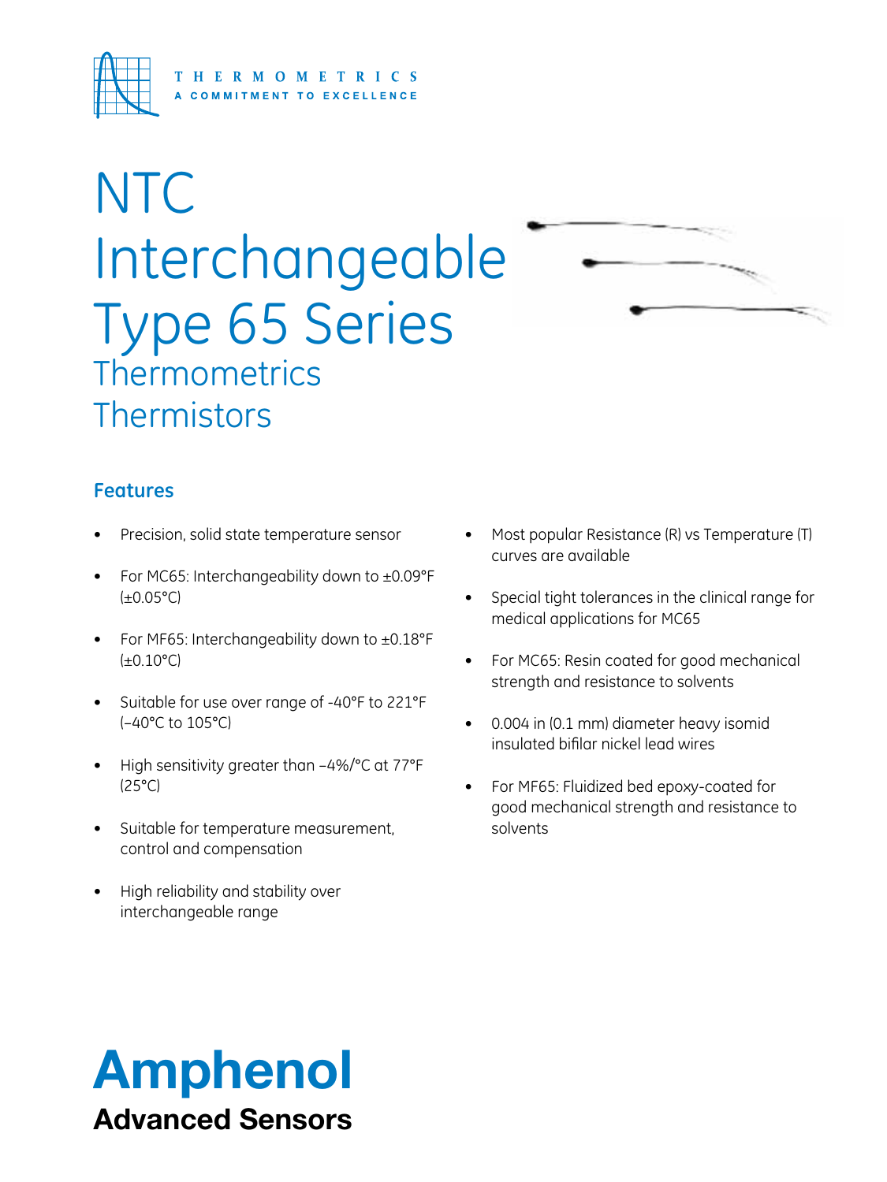THERMOMETRICS

A COMMITMENT TO EXCELLENCE

# NTC Interchangeable Type 65 Series

## Thermometrics Thermistors

### Features

- Precision, solid state temperature sensor
- For MC65: Interchangeability down to ±0.09°F (±0.05°C)
- For MF65: Interchangeability down to ±0.18°F (±0.10°C)
- Suitable for use over range of -40°F to 221°F (–40°C to 105°C)
- High sensitivity greater than –4%/°C at 77°F (25°C)
- Suitable for temperature measurement, control and compensation
- High reliability and stability over interchangeable range
- Most popular Resistance (R) vs Temperature (T) curves are available
- Special tight tolerances in the clinical range for medical applications for MC65
- For MC65: Resin coated for good mechanical strength and resistance to solvents
- 0.004 in (0.1 mm) diameter heavy isomid insulated bifilar nickel lead wires
- For MF65: Fluidized bed epoxy-coated for good mechanical strength and resistance to solvents

**Amphenol**

**Advanced Sensors**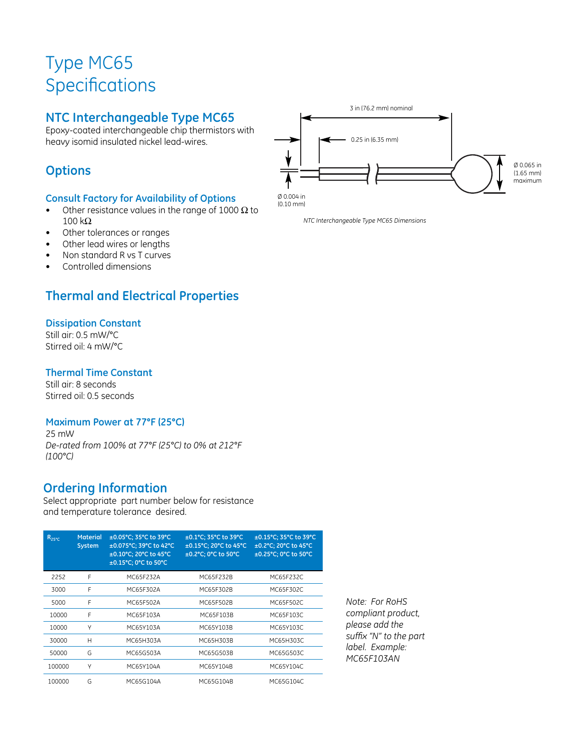# Type MC65 Specifications

## NTC Interchangeable Type MC65

Epoxy-coated interchangeable chip thermistors with heavy isomid insulated nickel lead-wires.

3 in (76.2 mm) nominal

0.25 in (6.35 mm)

Ø 0.065 in (1.65 mm) maximum

Ø 0.004 in (0.10 mm)

*NTC Interchangeable Type MC65 Dimensions*

## Options

### Consult Factory for Availability of Options

- Other resistance values in the range of 1000 Ω to 100 kΩ
- Other tolerances or ranges
- Other lead wires or lengths
- Non standard R vs T curves
- Controlled dimensions

## Thermal and Electrical Properties

### Dissipation Constant

Still air: 0.5 mW/°C
Stirred oil: 4 mW/°C

### Thermal Time Constant

Still air: 8 seconds
Stirred oil: 0.5 seconds

### Maximum Power at 77°F (25°C)

25 mW
*De-rated from 100% at 77°F (25°C) to 0% at 212°F (100°C)*

## Ordering Information

Select appropriate part number below for resistance and temperature tolerance desired.

| $R_{25°C}$ | Material System | ±0.05°C; 35°C to 39°C ±0.075°C; 39°C to 42°C ±0.10°C; 20°C to 45°C ±0.15°C; 0°C to 50°C | ±0.1°C; 35°C to 39°C ±0.15°C; 20°C to 45°C ±0.2°C; 0°C to 50°C | ±0.15°C; 35°C to 39°C ±0.2°C; 20°C to 45°C ±0.25°C; 0°C to 50°C |
|---|---|---|---|---|
| 2252 | F | MC65F232A | MC65F232B | MC65F232C |
| 3000 | F | MC65F302A | MC65F302B | MC65F302C |
| 5000 | F | MC65F502A | MC65F502B | MC65F502C |
| 10000 | F | MC65F103A | MC65F103B | MC65F103C |
| 10000 | Y | MC65Y103A | MC65Y103B | MC65Y103C |
| 30000 | H | MC65H303A | MC65H303B | MC65H303C |
| 50000 | G | MC65G503A | MC65G503B | MC65G503C |
| 100000 | Y | MC65Y104A | MC65Y104B | MC65Y104C |
| 100000 | G | MC65G104A | MC65G104B | MC65G104C |

*Note: For RoHS compliant product, please add the suffix "N" to the part label. Example: MC65F103AN*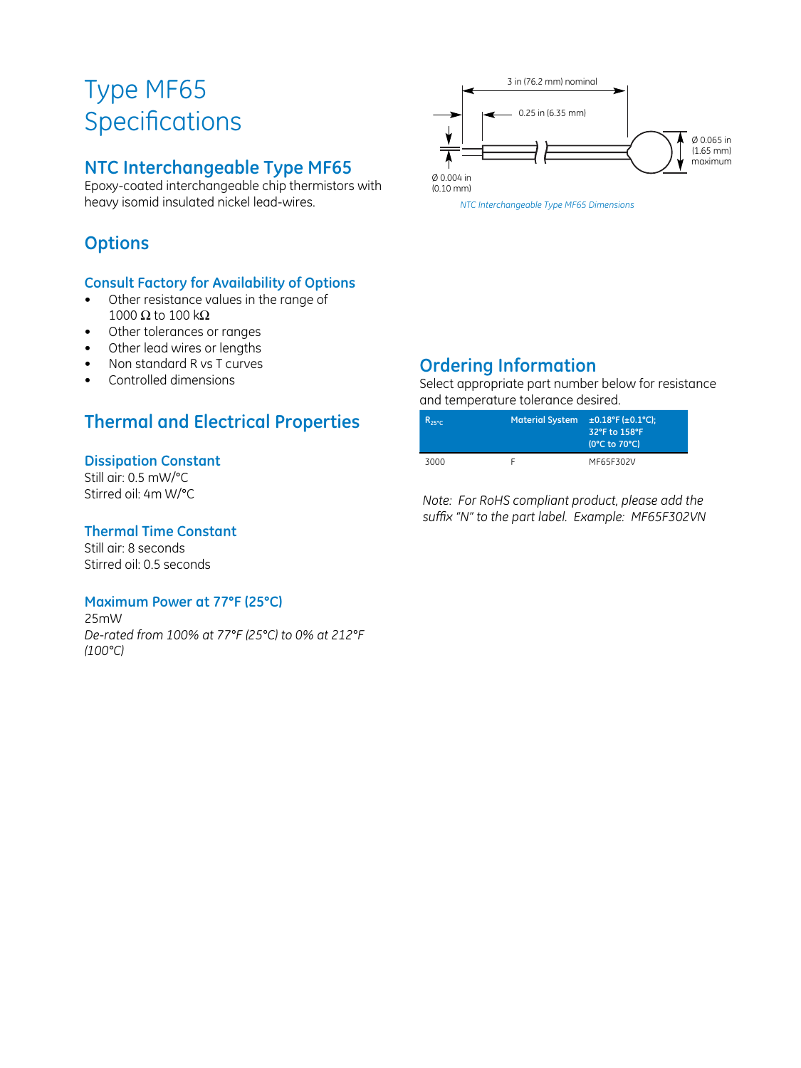# Type MF65 Specifications

## NTC Interchangeable Type MF65

Epoxy-coated interchangeable chip thermistors with heavy isomid insulated nickel lead-wires.

3 in (76.2 mm) nominal

0.25 in (6.35 mm)

Ø 0.065 in (1.65 mm) maximum

Ø 0.004 in (0.10 mm)

*NTC Interchangeable Type MF65 Dimensions*

## Options

### Consult Factory for Availability of Options

- Other resistance values in the range of 1000 Ω to 100 kΩ
- Other tolerances or ranges
- Other lead wires or lengths
- Non standard R vs T curves
- Controlled dimensions

## Thermal and Electrical Properties

### Dissipation Constant

Still air: 0.5 mW/°C
Stirred oil: 4m W/°C

### Thermal Time Constant

Still air: 8 seconds
Stirred oil: 0.5 seconds

### Maximum Power at 77°F (25°C)

25mW
*De-rated from 100% at 77°F (25°C) to 0% at 212°F (100°C)*

## Ordering Information

Select appropriate part number below for resistance and temperature tolerance desired.

| $R_{25°C}$ | Material System | ±0.18°F (±0.1°C); 32°F to 158°F (0°C to 70°C) |
|---|---|---|
| 3000 | F | MF65F302V |

*Note: For RoHS compliant product, please add the suffix "N" to the part label. Example: MF65F302VN*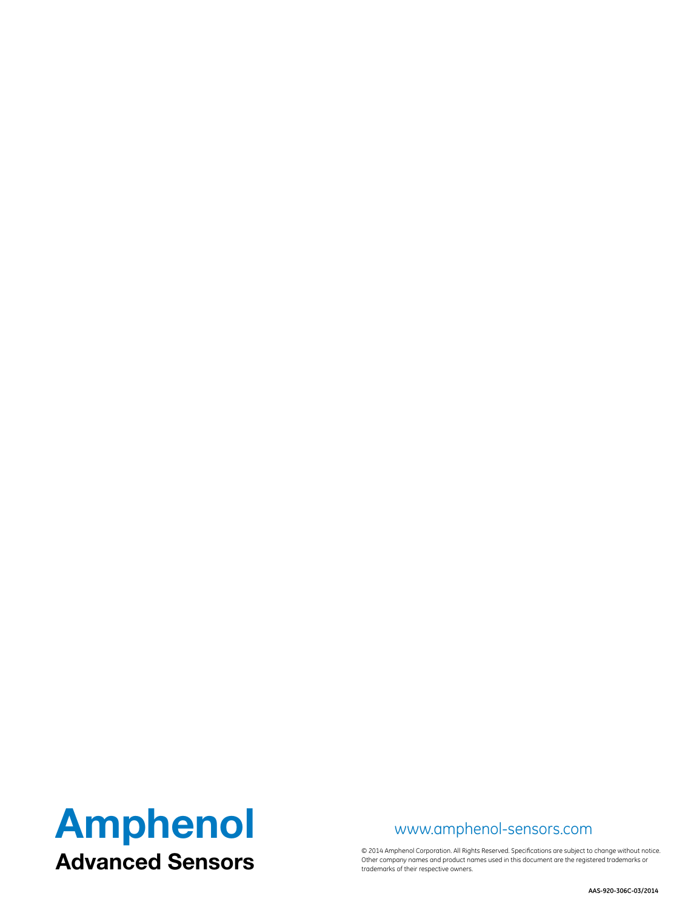**Amphenol**

**Advanced Sensors**

www.amphenol-sensors.com

© 2014 Amphenol Corporation. All Rights Reserved. Specifications are subject to change without notice. Other company names and product names used in this document are the registered trademarks or trademarks of their respective owners.

**AAS-920-306C-03/2014**